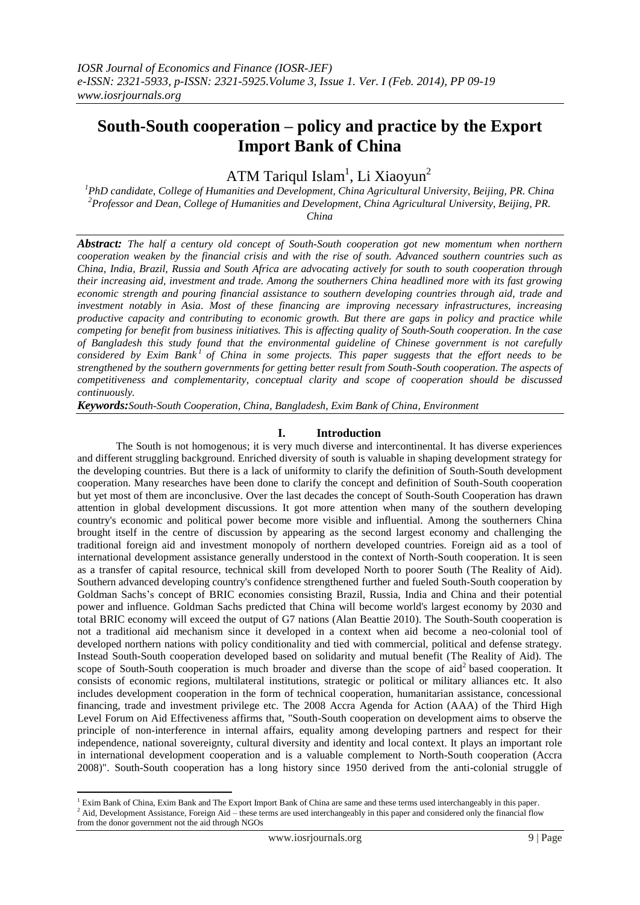# South-South cooperation – policy and practice by the Export Import Bank of China

ATM Tariqul Islam[1], Li Xiaoyun[2]

[1]PhD candidate, College of Humanities and Development, China Agricultural University, Beijing, PR. China
[2]Professor and Dean, College of Humanities and Development, China Agricultural University, Beijing, PR. China

***Abstract:*** *The half a century old concept of South-South cooperation got new momentum when northern cooperation weaken by the financial crisis and with the rise of south. Advanced southern countries such as China, India, Brazil, Russia and South Africa are advocating actively for south to south cooperation through their increasing aid, investment and trade. Among the southerners China headlined more with its fast growing economic strength and pouring financial assistance to southern developing countries through aid, trade and investment notably in Asia. Most of these financing are improving necessary infrastructures, increasing productive capacity and contributing to economic growth. But there are gaps in policy and practice while competing for benefit from business initiatives. This is affecting quality of South-South cooperation. In the case of Bangladesh this study found that the environmental guideline of Chinese government is not carefully considered by Exim Bank[1] of China in some projects. This paper suggests that the effort needs to be strengthened by the southern governments for getting better result from South-South cooperation. The aspects of competitiveness and complementarity, conceptual clarity and scope of cooperation should be discussed continuously.*

***Keywords:*** *South-South Cooperation, China, Bangladesh, Exim Bank of China, Environment*

## I. Introduction

The South is not homogenous; it is very much diverse and intercontinental. It has diverse experiences and different struggling background. Enriched diversity of south is valuable in shaping development strategy for the developing countries. But there is a lack of uniformity to clarify the definition of South-South development cooperation. Many researches have been done to clarify the concept and definition of South-South cooperation but yet most of them are inconclusive. Over the last decades the concept of South-South Cooperation has drawn attention in global development discussions. It got more attention when many of the southern developing country's economic and political power become more visible and influential. Among the southerners China brought itself in the centre of discussion by appearing as the second largest economy and challenging the traditional foreign aid and investment monopoly of northern developed countries. Foreign aid as a tool of international development assistance generally understood in the context of North-South cooperation. It is seen as a transfer of capital resource, technical skill from developed North to poorer South (The Reality of Aid). Southern advanced developing country's confidence strengthened further and fueled South-South cooperation by Goldman Sachs's concept of BRIC economies consisting Brazil, Russia, India and China and their potential power and influence. Goldman Sachs predicted that China will become world's largest economy by 2030 and total BRIC economy will exceed the output of G7 nations (Alan Beattie 2010). The South-South cooperation is not a traditional aid mechanism since it developed in a context when aid become a neo-colonial tool of developed northern nations with policy conditionality and tied with commercial, political and defense strategy. Instead South-South cooperation developed based on solidarity and mutual benefit (The Reality of Aid). The scope of South-South cooperation is much broader and diverse than the scope of aid[2] based cooperation. It consists of economic regions, multilateral institutions, strategic or political or military alliances etc. It also includes development cooperation in the form of technical cooperation, humanitarian assistance, concessional financing, trade and investment privilege etc. The 2008 Accra Agenda for Action (AAA) of the Third High Level Forum on Aid Effectiveness affirms that, "South-South cooperation on development aims to observe the principle of non-interference in internal affairs, equality among developing partners and respect for their independence, national sovereignty, cultural diversity and identity and local context. It plays an important role in international development cooperation and is a valuable complement to North-South cooperation (Accra 2008)". South-South cooperation has a long history since 1950 derived from the anti-colonial struggle of

---

[1] Exim Bank of China, Exim Bank and The Export Import Bank of China are same and these terms used interchangeably in this paper.
[2] Aid, Development Assistance, Foreign Aid – these terms are used interchangeably in this paper and considered only the financial flow from the donor government not the aid through NGOs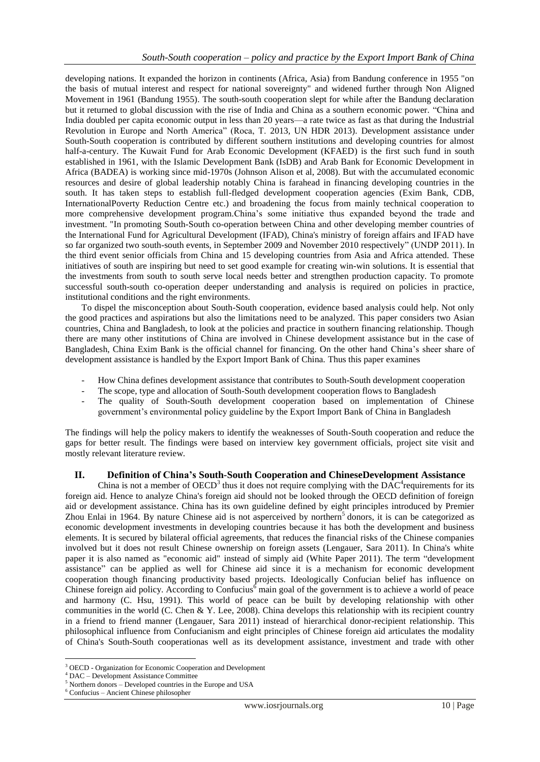developing nations. It expanded the horizon in continents (Africa, Asia) from Bandung conference in 1955 "on the basis of mutual interest and respect for national sovereignty" and widened further through Non Aligned Movement in 1961 (Bandung 1955). The south-south cooperation slept for while after the Bandung declaration but it returned to global discussion with the rise of India and China as a southern economic power. "China and India doubled per capita economic output in less than 20 years—a rate twice as fast as that during the Industrial Revolution in Europe and North America" (Roca, T. 2013, UN HDR 2013). Development assistance under South-South cooperation is contributed by different southern institutions and developing countries for almost half-a-century. The Kuwait Fund for Arab Economic Development (KFAED) is the first such fund in south established in 1961, with the Islamic Development Bank (IsDB) and Arab Bank for Economic Development in Africa (BADEA) is working since mid-1970s (Johnson Alison et al, 2008). But with the accumulated economic resources and desire of global leadership notably China is farahead in financing developing countries in the south. It has taken steps to establish full-fledged development cooperation agencies (Exim Bank, CDB, InternationalPoverty Reduction Centre etc.) and broadening the focus from mainly technical cooperation to more comprehensive development program.China's some initiative thus expanded beyond the trade and investment. "In promoting South-South co-operation between China and other developing member countries of the International Fund for Agricultural Development (IFAD), China's ministry of foreign affairs and IFAD have so far organized two south-south events, in September 2009 and November 2010 respectively" (UNDP 2011). In the third event senior officials from China and 15 developing countries from Asia and Africa attended. These initiatives of south are inspiring but need to set good example for creating win-win solutions. It is essential that the investments from south to south serve local needs better and strengthen production capacity. To promote successful south-south co-operation deeper understanding and analysis is required on policies in practice, institutional conditions and the right environments.

To dispel the misconception about South-South cooperation, evidence based analysis could help. Not only the good practices and aspirations but also the limitations need to be analyzed. This paper considers two Asian countries, China and Bangladesh, to look at the policies and practice in southern financing relationship. Though there are many other institutions of China are involved in Chinese development assistance but in the case of Bangladesh, China Exim Bank is the official channel for financing. On the other hand China's sheer share of development assistance is handled by the Export Import Bank of China. Thus this paper examines

- How China defines development assistance that contributes to South-South development cooperation
- The scope, type and allocation of South-South development cooperation flows to Bangladesh
- The quality of South-South development cooperation based on implementation of Chinese government's environmental policy guideline by the Export Import Bank of China in Bangladesh

The findings will help the policy makers to identify the weaknesses of South-South cooperation and reduce the gaps for better result. The findings were based on interview key government officials, project site visit and mostly relevant literature review.

## II. Definition of China's South-South Cooperation and ChineseDevelopment Assistance

China is not a member of OECD[3] thus it does not require complying with the DAC[4]requirements for its foreign aid. Hence to analyze China's foreign aid should not be looked through the OECD definition of foreign aid or development assistance. China has its own guideline defined by eight principles introduced by Premier Zhou Enlai in 1964. By nature Chinese aid is not asperceived by northern[5] donors, it is can be categorized as economic development investments in developing countries because it has both the development and business elements. It is secured by bilateral official agreements, that reduces the financial risks of the Chinese companies involved but it does not result Chinese ownership on foreign assets (Lengauer, Sara 2011). In China's white paper it is also named as "economic aid" instead of simply aid (White Paper 2011). The term "development assistance" can be applied as well for Chinese aid since it is a mechanism for economic development cooperation though financing productivity based projects. Ideologically Confucian belief has influence on Chinese foreign aid policy. According to Confucius[6] main goal of the government is to achieve a world of peace and harmony (C. Hsu, 1991). This world of peace can be built by developing relationship with other communities in the world (C. Chen & Y. Lee, 2008). China develops this relationship with its recipient country in a friend to friend manner (Lengauer, Sara 2011) instead of hierarchical donor-recipient relationship. This philosophical influence from Confucianism and eight principles of Chinese foreign aid articulates the modality of China's South-South cooperationas well as its development assistance, investment and trade with other

---

[3] OECD - Organization for Economic Cooperation and Development
[4] DAC – Development Assistance Committee
[5] Northern donors – Developed countries in the Europe and USA
[6] Confucius – Ancient Chinese philosopher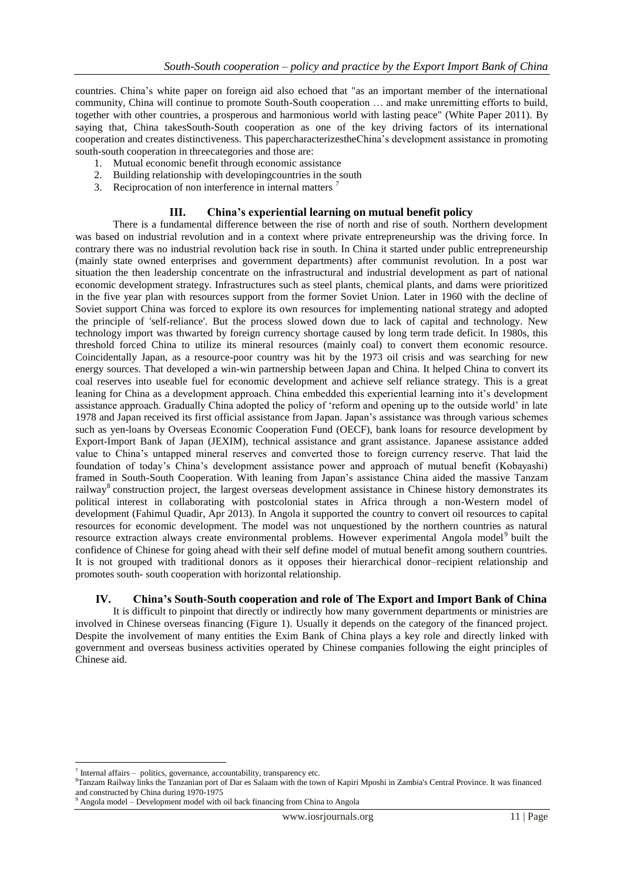countries. China's white paper on foreign aid also echoed that "as an important member of the international community, China will continue to promote South-South cooperation … and make unremitting efforts to build, together with other countries, a prosperous and harmonious world with lasting peace" (White Paper 2011). By saying that, China takesSouth-South cooperation as one of the key driving factors of its international cooperation and creates distinctiveness. This papercharacterizestheChina's development assistance in promoting south-south cooperation in threecategories and those are:

1. Mutual economic benefit through economic assistance
2. Building relationship with developingcountries in the south
3. Reciprocation of non interference in internal matters [7]

## III. China's experiential learning on mutual benefit policy

There is a fundamental difference between the rise of north and rise of south. Northern development was based on industrial revolution and in a context where private entrepreneurship was the driving force. In contrary there was no industrial revolution back rise in south. In China it started under public entrepreneurship (mainly state owned enterprises and government departments) after communist revolution. In a post war situation the then leadership concentrate on the infrastructural and industrial development as part of national economic development strategy. Infrastructures such as steel plants, chemical plants, and dams were prioritized in the five year plan with resources support from the former Soviet Union. Later in 1960 with the decline of Soviet support China was forced to explore its own resources for implementing national strategy and adopted the principle of 'self-reliance'. But the process slowed down due to lack of capital and technology. New technology import was thwarted by foreign currency shortage caused by long term trade deficit. In 1980s, this threshold forced China to utilize its mineral resources (mainly coal) to convert them economic resource. Coincidentally Japan, as a resource-poor country was hit by the 1973 oil crisis and was searching for new energy sources. That developed a win-win partnership between Japan and China. It helped China to convert its coal reserves into useable fuel for economic development and achieve self reliance strategy. This is a great leaning for China as a development approach. China embedded this experiential learning into it's development assistance approach. Gradually China adopted the policy of 'reform and opening up to the outside world' in late 1978 and Japan received its first official assistance from Japan. Japan's assistance was through various schemes such as yen-loans by Overseas Economic Cooperation Fund (OECF), bank loans for resource development by Export-Import Bank of Japan (JEXIM), technical assistance and grant assistance. Japanese assistance added value to China's untapped mineral reserves and converted those to foreign currency reserve. That laid the foundation of today's China's development assistance power and approach of mutual benefit (Kobayashi) framed in South-South Cooperation. With leaning from Japan's assistance China aided the massive Tanzam railway[8] construction project, the largest overseas development assistance in Chinese history demonstrates its political interest in collaborating with postcolonial states in Africa through a non-Western model of development (Fahimul Quadir, Apr 2013). In Angola it supported the country to convert oil resources to capital resources for economic development. The model was not unquestioned by the northern countries as natural resource extraction always create environmental problems. However experimental Angola model[9] built the confidence of Chinese for going ahead with their self define model of mutual benefit among southern countries. It is not grouped with traditional donors as it opposes their hierarchical donor–recipient relationship and promotes south- south cooperation with horizontal relationship.

## IV. China's South-South cooperation and role of The Export and Import Bank of China

It is difficult to pinpoint that directly or indirectly how many government departments or ministries are involved in Chinese overseas financing (Figure 1). Usually it depends on the category of the financed project. Despite the involvement of many entities the Exim Bank of China plays a key role and directly linked with government and overseas business activities operated by Chinese companies following the eight principles of Chinese aid.

---

[7] Internal affairs – politics, governance, accountability, transparency etc.

[8] Tanzam Railway links the Tanzanian port of Dar es Salaam with the town of Kapiri Mposhi in Zambia's Central Province. It was financed and constructed by China during 1970-1975

[9] Angola model – Development model with oil back financing from China to Angola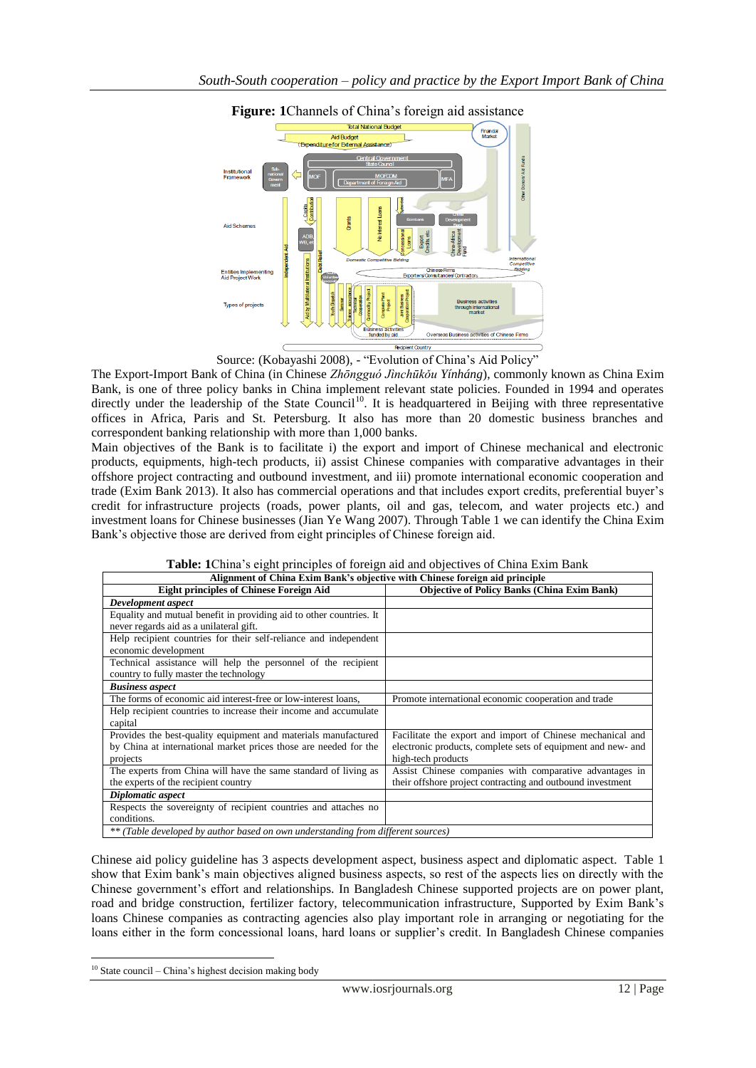**Figure: 1**Channels of China's foreign aid assistance

Source: (Kobayashi 2008), - "Evolution of China's Aid Policy"

The Export-Import Bank of China (in Chinese *Zhōngguó Jìnchūkǒu Yínháng*), commonly known as China Exim Bank, is one of three policy banks in China implement relevant state policies. Founded in 1994 and operates directly under the leadership of the State Council[10]. It is headquartered in Beijing with three representative offices in Africa, Paris and St. Petersburg. It also has more than 20 domestic business branches and correspondent banking relationship with more than 1,000 banks.

Main objectives of the Bank is to facilitate i) the export and import of Chinese mechanical and electronic products, equipments, high-tech products, ii) assist Chinese companies with comparative advantages in their offshore project contracting and outbound investment, and iii) promote international economic cooperation and trade (Exim Bank 2013). It also has commercial operations and that includes export credits, preferential buyer's credit for infrastructure projects (roads, power plants, oil and gas, telecom, and water projects etc.) and investment loans for Chinese businesses (Jian Ye Wang 2007). Through Table 1 we can identify the China Exim Bank's objective those are derived from eight principles of Chinese foreign aid.

**Table: 1**China's eight principles of foreign aid and objectives of China Exim Bank

| Alignment of China Exim Bank's objective with Chinese foreign aid principle | |
|---|---|
| **Eight principles of Chinese Foreign Aid** | **Objective of Policy Banks (China Exim Bank)** |
| ***Development aspect*** | |
| Equality and mutual benefit in providing aid to other countries. It never regards aid as a unilateral gift. | |
| Help recipient countries for their self-reliance and independent economic development | |
| Technical assistance will help the personnel of the recipient country to fully master the technology | |
| ***Business aspect*** | |
| The forms of economic aid interest-free or low-interest loans, | Promote international economic cooperation and trade |
| Help recipient countries to increase their income and accumulate capital | |
| Provides the best-quality equipment and materials manufactured by China at international market prices those are needed for the projects | Facilitate the export and import of Chinese mechanical and electronic products, complete sets of equipment and new- and high-tech products |
| The experts from China will have the same standard of living as the experts of the recipient country | Assist Chinese companies with comparative advantages in their offshore project contracting and outbound investment |
| ***Diplomatic aspect*** | |
| Respects the sovereignty of recipient countries and attaches no conditions. | |
| *\*\* (Table developed by author based on own understanding from different sources)* | |

Chinese aid policy guideline has 3 aspects development aspect, business aspect and diplomatic aspect. Table 1 show that Exim bank's main objectives aligned business aspects, so rest of the aspects lies on directly with the Chinese government's effort and relationships. In Bangladesh Chinese supported projects are on power plant, road and bridge construction, fertilizer factory, telecommunication infrastructure, Supported by Exim Bank's loans Chinese companies as contracting agencies also play important role in arranging or negotiating for the loans either in the form concessional loans, hard loans or supplier's credit. In Bangladesh Chinese companies

---

[10] State council – China's highest decision making body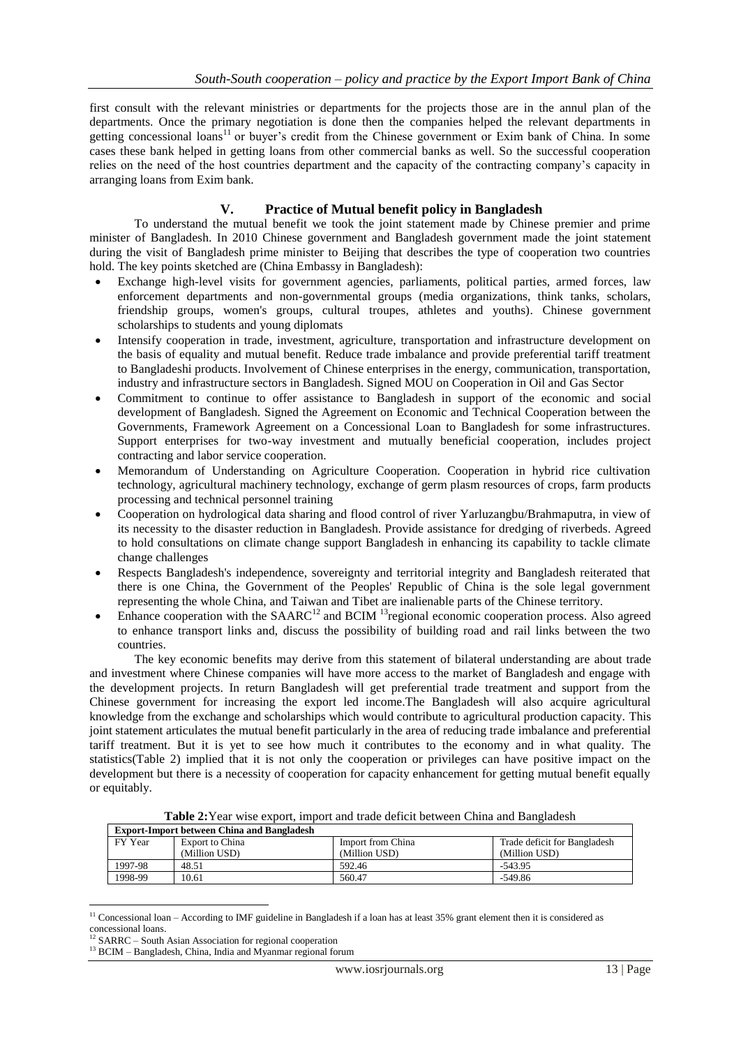first consult with the relevant ministries or departments for the projects those are in the annul plan of the departments. Once the primary negotiation is done then the companies helped the relevant departments in getting concessional loans[11] or buyer's credit from the Chinese government or Exim bank of China. In some cases these bank helped in getting loans from other commercial banks as well. So the successful cooperation relies on the need of the host countries department and the capacity of the contracting company's capacity in arranging loans from Exim bank.

## V. Practice of Mutual benefit policy in Bangladesh

To understand the mutual benefit we took the joint statement made by Chinese premier and prime minister of Bangladesh. In 2010 Chinese government and Bangladesh government made the joint statement during the visit of Bangladesh prime minister to Beijing that describes the type of cooperation two countries hold. The key points sketched are (China Embassy in Bangladesh):

- Exchange high-level visits for government agencies, parliaments, political parties, armed forces, law enforcement departments and non-governmental groups (media organizations, think tanks, scholars, friendship groups, women's groups, cultural troupes, athletes and youths). Chinese government scholarships to students and young diplomats
- Intensify cooperation in trade, investment, agriculture, transportation and infrastructure development on the basis of equality and mutual benefit. Reduce trade imbalance and provide preferential tariff treatment to Bangladeshi products. Involvement of Chinese enterprises in the energy, communication, transportation, industry and infrastructure sectors in Bangladesh. Signed MOU on Cooperation in Oil and Gas Sector
- Commitment to continue to offer assistance to Bangladesh in support of the economic and social development of Bangladesh. Signed the Agreement on Economic and Technical Cooperation between the Governments, Framework Agreement on a Concessional Loan to Bangladesh for some infrastructures. Support enterprises for two-way investment and mutually beneficial cooperation, includes project contracting and labor service cooperation.
- Memorandum of Understanding on Agriculture Cooperation. Cooperation in hybrid rice cultivation technology, agricultural machinery technology, exchange of germ plasm resources of crops, farm products processing and technical personnel training
- Cooperation on hydrological data sharing and flood control of river Yarluzangbu/Brahmaputra, in view of its necessity to the disaster reduction in Bangladesh. Provide assistance for dredging of riverbeds. Agreed to hold consultations on climate change support Bangladesh in enhancing its capability to tackle climate change challenges
- Respects Bangladesh's independence, sovereignty and territorial integrity and Bangladesh reiterated that there is one China, the Government of the Peoples' Republic of China is the sole legal government representing the whole China, and Taiwan and Tibet are inalienable parts of the Chinese territory.
- Enhance cooperation with the SAARC[12] and BCIM [13]regional economic cooperation process. Also agreed to enhance transport links and, discuss the possibility of building road and rail links between the two countries.

The key economic benefits may derive from this statement of bilateral understanding are about trade and investment where Chinese companies will have more access to the market of Bangladesh and engage with the development projects. In return Bangladesh will get preferential trade treatment and support from the Chinese government for increasing the export led income.The Bangladesh will also acquire agricultural knowledge from the exchange and scholarships which would contribute to agricultural production capacity. This joint statement articulates the mutual benefit particularly in the area of reducing trade imbalance and preferential tariff treatment. But it is yet to see how much it contributes to the economy and in what quality. The statistics(Table 2) implied that it is not only the cooperation or privileges can have positive impact on the development but there is a necessity of cooperation for capacity enhancement for getting mutual benefit equally or equitably.

**Table 2:** Year wise export, import and trade deficit between China and Bangladesh

| Export-Import between China and Bangladesh | | | |
|---|---|---|---|
| FY Year | Export to China (Million USD) | Import from China (Million USD) | Trade deficit for Bangladesh (Million USD) |
| 1997-98 | 48.51 | 592.46 | -543.95 |
| 1998-99 | 10.61 | 560.47 | -549.86 |

[11] Concessional loan – According to IMF guideline in Bangladesh if a loan has at least 35% grant element then it is considered as concessional loans.

[12] SARRC – South Asian Association for regional cooperation

[13] BCIM – Bangladesh, China, India and Myanmar regional forum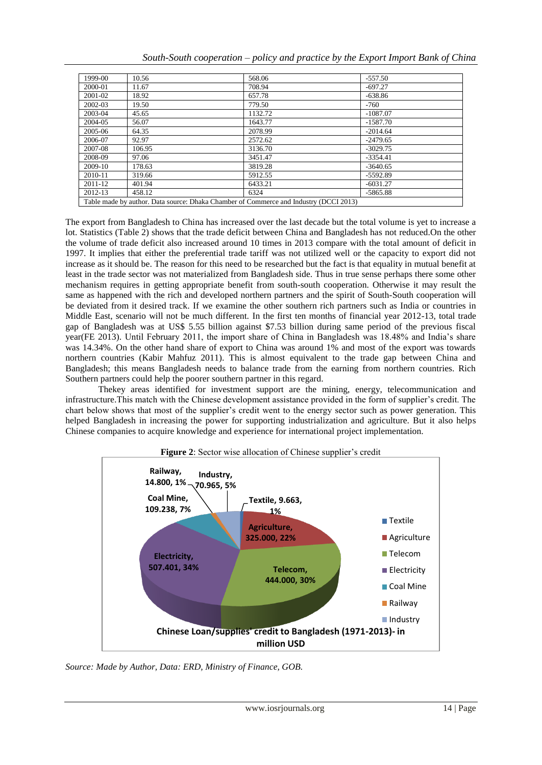| 1999-00 | 10.56 | 568.06 | -557.50 |
|---|---|---|---|
| 2000-01 | 11.67 | 708.94 | -697.27 |
| 2001-02 | 18.92 | 657.78 | -638.86 |
| 2002-03 | 19.50 | 779.50 | -760 |
| 2003-04 | 45.65 | 1132.72 | -1087.07 |
| 2004-05 | 56.07 | 1643.77 | -1587.70 |
| 2005-06 | 64.35 | 2078.99 | -2014.64 |
| 2006-07 | 92.97 | 2572.62 | -2479.65 |
| 2007-08 | 106.95 | 3136.70 | -3029.75 |
| 2008-09 | 97.06 | 3451.47 | -3354.41 |
| 2009-10 | 178.63 | 3819.28 | -3640.65 |
| 2010-11 | 319.66 | 5912.55 | -5592.89 |
| 2011-12 | 401.94 | 6433.21 | -6031.27 |
| 2012-13 | 458.12 | 6324 | -5865.88 |

Table made by author. Data source: Dhaka Chamber of Commerce and Industry (DCCI 2013)

The export from Bangladesh to China has increased over the last decade but the total volume is yet to increase a lot. Statistics (Table 2) shows that the trade deficit between China and Bangladesh has not reduced.On the other the volume of trade deficit also increased around 10 times in 2013 compare with the total amount of deficit in 1997. It implies that either the preferential trade tariff was not utilized well or the capacity to export did not increase as it should be. The reason for this need to be researched but the fact is that equality in mutual benefit at least in the trade sector was not materialized from Bangladesh side. Thus in true sense perhaps there some other mechanism requires in getting appropriate benefit from south-south cooperation. Otherwise it may result the same as happened with the rich and developed northern partners and the spirit of South-South cooperation will be deviated from it desired track. If we examine the other southern rich partners such as India or countries in Middle East, scenario will not be much different. In the first ten months of financial year 2012-13, total trade gap of Bangladesh was at US$ 5.55 billion against $7.53 billion during same period of the previous fiscal year(FE 2013). Until February 2011, the import share of China in Bangladesh was 18.48% and India's share was 14.34%. On the other hand share of export to China was around 1% and most of the export was towards northern countries (Kabir Mahfuz 2011). This is almost equivalent to the trade gap between China and Bangladesh; this means Bangladesh needs to balance trade from the earning from northern countries. Rich Southern partners could help the poorer southern partner in this regard.

Thekey areas identified for investment support are the mining, energy, telecommunication and infrastructure.This match with the Chinese development assistance provided in the form of supplier's credit. The chart below shows that most of the supplier's credit went to the energy sector such as power generation. This helped Bangladesh in increasing the power for supporting industrialization and agriculture. But it also helps Chinese companies to acquire knowledge and experience for international project implementation.

**Figure 2**: Sector wise allocation of Chinese supplier's credit

| Sector | Amount (million USD) | Share |
|---|---|---|
| Textile | 9.663 | 1% |
| Agriculture | 325.000 | 22% |
| Telecom | 444.000 | 30% |
| Electricity | 507.401 | 34% |
| Coal Mine | 109.238 | 7% |
| Railway | 14.800 | 1% |
| Industry | 70.965 | 5% |

Chinese Loan/supplies' credit to Bangladesh (1971-2013)- in million USD

*Source: Made by Author, Data: ERD, Ministry of Finance, GOB.*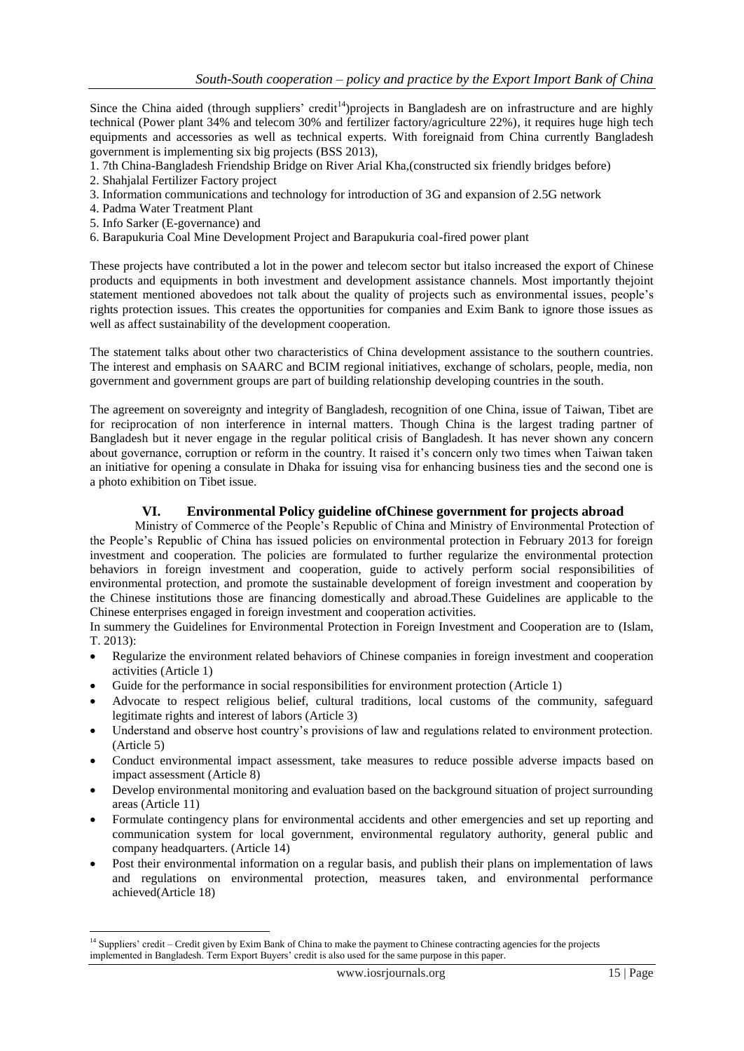Since the China aided (through suppliers' credit[14])projects in Bangladesh are on infrastructure and are highly technical (Power plant 34% and telecom 30% and fertilizer factory/agriculture 22%), it requires huge high tech equipments and accessories as well as technical experts. With foreignaid from China currently Bangladesh government is implementing six big projects (BSS 2013),

1. 7th China-Bangladesh Friendship Bridge on River Arial Kha,(constructed six friendly bridges before)
2. Shahjalal Fertilizer Factory project
3. Information communications and technology for introduction of 3G and expansion of 2.5G network
4. Padma Water Treatment Plant
5. Info Sarker (E-governance) and
6. Barapukuria Coal Mine Development Project and Barapukuria coal-fired power plant

These projects have contributed a lot in the power and telecom sector but italso increased the export of Chinese products and equipments in both investment and development assistance channels. Most importantly thejoint statement mentioned abovedoes not talk about the quality of projects such as environmental issues, people's rights protection issues. This creates the opportunities for companies and Exim Bank to ignore those issues as well as affect sustainability of the development cooperation.

The statement talks about other two characteristics of China development assistance to the southern countries. The interest and emphasis on SAARC and BCIM regional initiatives, exchange of scholars, people, media, non government and government groups are part of building relationship developing countries in the south.

The agreement on sovereignty and integrity of Bangladesh, recognition of one China, issue of Taiwan, Tibet are for reciprocation of non interference in internal matters. Though China is the largest trading partner of Bangladesh but it never engage in the regular political crisis of Bangladesh. It has never shown any concern about governance, corruption or reform in the country. It raised it's concern only two times when Taiwan taken an initiative for opening a consulate in Dhaka for issuing visa for enhancing business ties and the second one is a photo exhibition on Tibet issue.

## VI. Environmental Policy guideline ofChinese government for projects abroad

Ministry of Commerce of the People's Republic of China and Ministry of Environmental Protection of the People's Republic of China has issued policies on environmental protection in February 2013 for foreign investment and cooperation. The policies are formulated to further regularize the environmental protection behaviors in foreign investment and cooperation, guide to actively perform social responsibilities of environmental protection, and promote the sustainable development of foreign investment and cooperation by the Chinese institutions those are financing domestically and abroad.These Guidelines are applicable to the Chinese enterprises engaged in foreign investment and cooperation activities.

In summery the Guidelines for Environmental Protection in Foreign Investment and Cooperation are to (Islam, T. 2013):

- Regularize the environment related behaviors of Chinese companies in foreign investment and cooperation activities (Article 1)
- Guide for the performance in social responsibilities for environment protection (Article 1)
- Advocate to respect religious belief, cultural traditions, local customs of the community, safeguard legitimate rights and interest of labors (Article 3)
- Understand and observe host country's provisions of law and regulations related to environment protection. (Article 5)
- Conduct environmental impact assessment, take measures to reduce possible adverse impacts based on impact assessment (Article 8)
- Develop environmental monitoring and evaluation based on the background situation of project surrounding areas (Article 11)
- Formulate contingency plans for environmental accidents and other emergencies and set up reporting and communication system for local government, environmental regulatory authority, general public and company headquarters. (Article 14)
- Post their environmental information on a regular basis, and publish their plans on implementation of laws and regulations on environmental protection, measures taken, and environmental performance achieved(Article 18)

[14] Suppliers' credit – Credit given by Exim Bank of China to make the payment to Chinese contracting agencies for the projects implemented in Bangladesh. Term Export Buyers' credit is also used for the same purpose in this paper.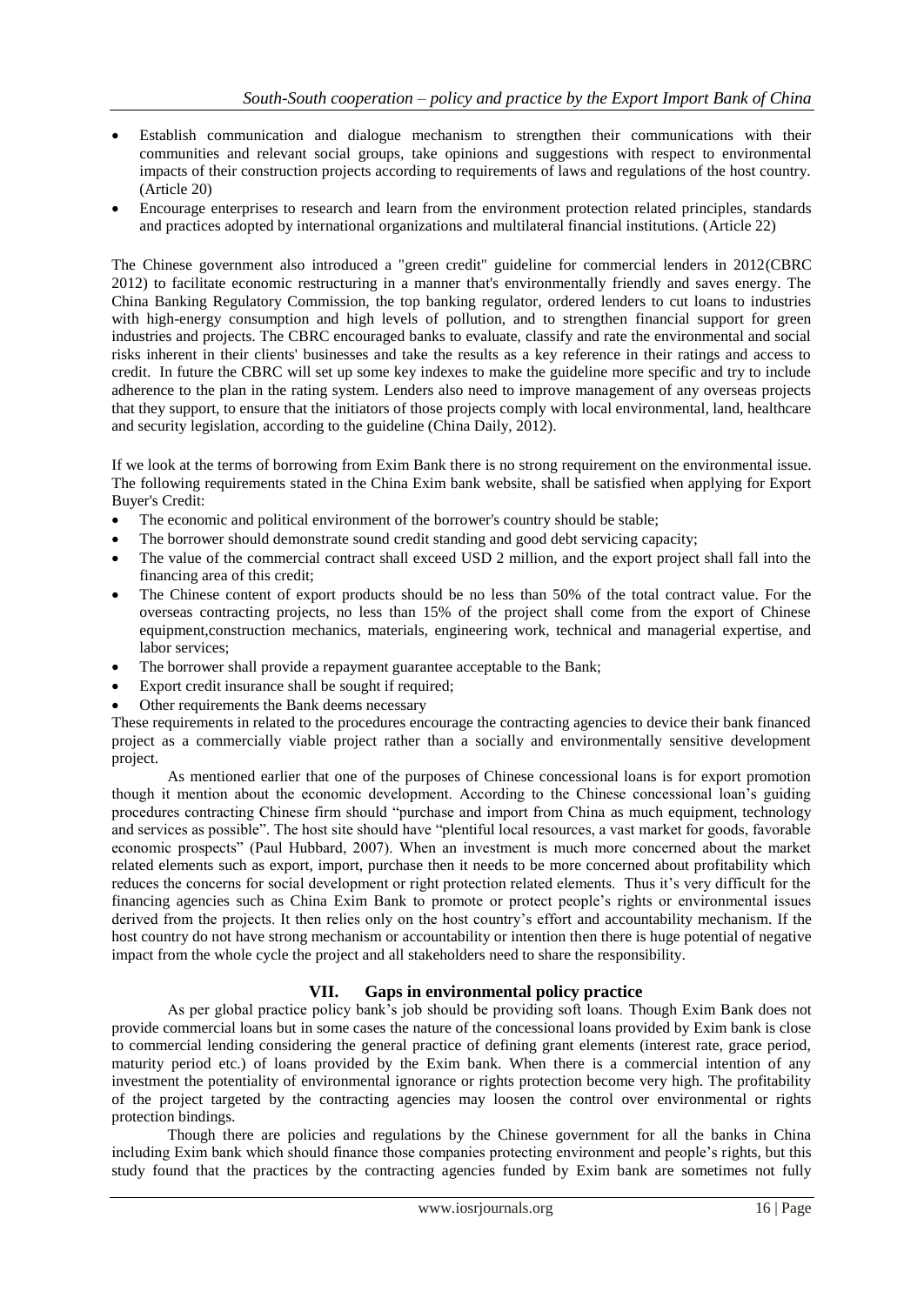- Establish communication and dialogue mechanism to strengthen their communications with their communities and relevant social groups, take opinions and suggestions with respect to environmental impacts of their construction projects according to requirements of laws and regulations of the host country. (Article 20)
- Encourage enterprises to research and learn from the environment protection related principles, standards and practices adopted by international organizations and multilateral financial institutions. (Article 22)

The Chinese government also introduced a "green credit" guideline for commercial lenders in 2012(CBRC 2012) to facilitate economic restructuring in a manner that's environmentally friendly and saves energy. The China Banking Regulatory Commission, the top banking regulator, ordered lenders to cut loans to industries with high-energy consumption and high levels of pollution, and to strengthen financial support for green industries and projects. The CBRC encouraged banks to evaluate, classify and rate the environmental and social risks inherent in their clients' businesses and take the results as a key reference in their ratings and access to credit. In future the CBRC will set up some key indexes to make the guideline more specific and try to include adherence to the plan in the rating system. Lenders also need to improve management of any overseas projects that they support, to ensure that the initiators of those projects comply with local environmental, land, healthcare and security legislation, according to the guideline (China Daily, 2012).

If we look at the terms of borrowing from Exim Bank there is no strong requirement on the environmental issue. The following requirements stated in the China Exim bank website, shall be satisfied when applying for Export Buyer's Credit:

- The economic and political environment of the borrower's country should be stable;
- The borrower should demonstrate sound credit standing and good debt servicing capacity;
- The value of the commercial contract shall exceed USD 2 million, and the export project shall fall into the financing area of this credit;
- The Chinese content of export products should be no less than 50% of the total contract value. For the overseas contracting projects, no less than 15% of the project shall come from the export of Chinese equipment,construction mechanics, materials, engineering work, technical and managerial expertise, and labor services;
- The borrower shall provide a repayment guarantee acceptable to the Bank;
- Export credit insurance shall be sought if required;
- Other requirements the Bank deems necessary

These requirements in related to the procedures encourage the contracting agencies to device their bank financed project as a commercially viable project rather than a socially and environmentally sensitive development project.

As mentioned earlier that one of the purposes of Chinese concessional loans is for export promotion though it mention about the economic development. According to the Chinese concessional loan's guiding procedures contracting Chinese firm should "purchase and import from China as much equipment, technology and services as possible". The host site should have "plentiful local resources, a vast market for goods, favorable economic prospects" (Paul Hubbard, 2007). When an investment is much more concerned about the market related elements such as export, import, purchase then it needs to be more concerned about profitability which reduces the concerns for social development or right protection related elements. Thus it's very difficult for the financing agencies such as China Exim Bank to promote or protect people's rights or environmental issues derived from the projects. It then relies only on the host country's effort and accountability mechanism. If the host country do not have strong mechanism or accountability or intention then there is huge potential of negative impact from the whole cycle the project and all stakeholders need to share the responsibility.

## VII. Gaps in environmental policy practice

As per global practice policy bank's job should be providing soft loans. Though Exim Bank does not provide commercial loans but in some cases the nature of the concessional loans provided by Exim bank is close to commercial lending considering the general practice of defining grant elements (interest rate, grace period, maturity period etc.) of loans provided by the Exim bank. When there is a commercial intention of any investment the potentiality of environmental ignorance or rights protection become very high. The profitability of the project targeted by the contracting agencies may loosen the control over environmental or rights protection bindings.

Though there are policies and regulations by the Chinese government for all the banks in China including Exim bank which should finance those companies protecting environment and people's rights, but this study found that the practices by the contracting agencies funded by Exim bank are sometimes not fully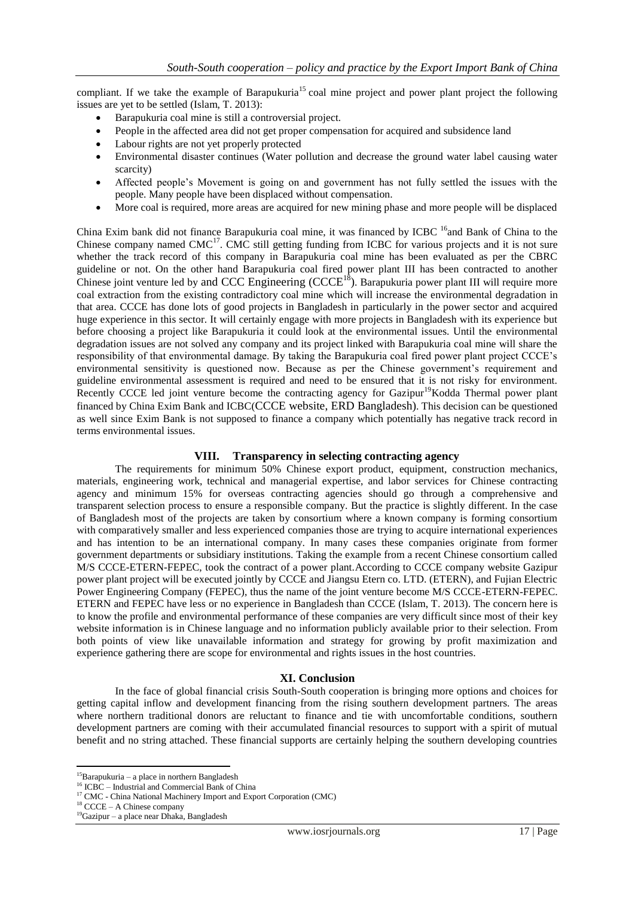compliant. If we take the example of Barapukuria[15] coal mine project and power plant project the following issues are yet to be settled (Islam, T. 2013):

- Barapukuria coal mine is still a controversial project.
- People in the affected area did not get proper compensation for acquired and subsidence land
- Labour rights are not yet properly protected
- Environmental disaster continues (Water pollution and decrease the ground water label causing water scarcity)
- Affected people's Movement is going on and government has not fully settled the issues with the people. Many people have been displaced without compensation.
- More coal is required, more areas are acquired for new mining phase and more people will be displaced

China Exim bank did not finance Barapukuria coal mine, it was financed by ICBC [16]and Bank of China to the Chinese company named CMC[17]. CMC still getting funding from ICBC for various projects and it is not sure whether the track record of this company in Barapukuria coal mine has been evaluated as per the CBRC guideline or not. On the other hand Barapukuria coal fired power plant III has been contracted to another Chinese joint venture led by and CCC Engineering (CCCE[18]). Barapukuria power plant III will require more coal extraction from the existing contradictory coal mine which will increase the environmental degradation in that area. CCCE has done lots of good projects in Bangladesh in particularly in the power sector and acquired huge experience in this sector. It will certainly engage with more projects in Bangladesh with its experience but before choosing a project like Barapukuria it could look at the environmental issues. Until the environmental degradation issues are not solved any company and its project linked with Barapukuria coal mine will share the responsibility of that environmental damage. By taking the Barapukuria coal fired power plant project CCCE's environmental sensitivity is questioned now. Because as per the Chinese government's requirement and guideline environmental assessment is required and need to be ensured that it is not risky for environment. Recently CCCE led joint venture become the contracting agency for Gazipur[19]Kodda Thermal power plant financed by China Exim Bank and ICBC(CCCE website, ERD Bangladesh). This decision can be questioned as well since Exim Bank is not supposed to finance a company which potentially has negative track record in terms environmental issues.

## VIII. Transparency in selecting contracting agency

The requirements for minimum 50% Chinese export product, equipment, construction mechanics, materials, engineering work, technical and managerial expertise, and labor services for Chinese contracting agency and minimum 15% for overseas contracting agencies should go through a comprehensive and transparent selection process to ensure a responsible company. But the practice is slightly different. In the case of Bangladesh most of the projects are taken by consortium where a known company is forming consortium with comparatively smaller and less experienced companies those are trying to acquire international experiences and has intention to be an international company. In many cases these companies originate from former government departments or subsidiary institutions. Taking the example from a recent Chinese consortium called M/S CCCE-ETERN-FEPEC, took the contract of a power plant.According to CCCE company website Gazipur power plant project will be executed jointly by CCCE and Jiangsu Etern co. LTD. (ETERN), and Fujian Electric Power Engineering Company (FEPEC), thus the name of the joint venture become M/S CCCE-ETERN-FEPEC. ETERN and FEPEC have less or no experience in Bangladesh than CCCE (Islam, T. 2013). The concern here is to know the profile and environmental performance of these companies are very difficult since most of their key website information is in Chinese language and no information publicly available prior to their selection. From both points of view like unavailable information and strategy for growing by profit maximization and experience gathering there are scope for environmental and rights issues in the host countries.

## XI. Conclusion

In the face of global financial crisis South-South cooperation is bringing more options and choices for getting capital inflow and development financing from the rising southern development partners. The areas where northern traditional donors are reluctant to finance and tie with uncomfortable conditions, southern development partners are coming with their accumulated financial resources to support with a spirit of mutual benefit and no string attached. These financial supports are certainly helping the southern developing countries

---

[15]Barapukuria – a place in northern Bangladesh

[16] ICBC – Industrial and Commercial Bank of China

[17] CMC - China National Machinery Import and Export Corporation (CMC)

[18] CCCE – A Chinese company

[19]Gazipur – a place near Dhaka, Bangladesh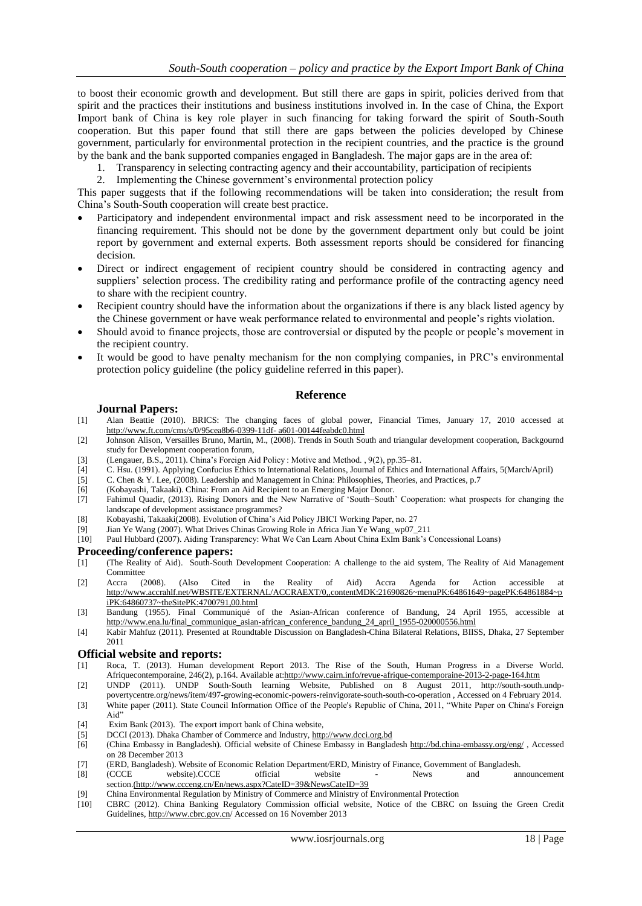to boost their economic growth and development. But still there are gaps in spirit, policies derived from that spirit and the practices their institutions and business institutions involved in. In the case of China, the Export Import bank of China is key role player in such financing for taking forward the spirit of South-South cooperation. But this paper found that still there are gaps between the policies developed by Chinese government, particularly for environmental protection in the recipient countries, and the practice is the ground by the bank and the bank supported companies engaged in Bangladesh. The major gaps are in the area of:

1. Transparency in selecting contracting agency and their accountability, participation of recipients
2. Implementing the Chinese government's environmental protection policy

This paper suggests that if the following recommendations will be taken into consideration; the result from China's South-South cooperation will create best practice.

- Participatory and independent environmental impact and risk assessment need to be incorporated in the financing requirement. This should not be done by the government department only but could be joint report by government and external experts. Both assessment reports should be considered for financing decision.
- Direct or indirect engagement of recipient country should be considered in contracting agency and suppliers' selection process. The credibility rating and performance profile of the contracting agency need to share with the recipient country.
- Recipient country should have the information about the organizations if there is any black listed agency by the Chinese government or have weak performance related to environmental and people's rights violation.
- Should avoid to finance projects, those are controversial or disputed by the people or people's movement in the recipient country.
- It would be good to have penalty mechanism for the non complying companies, in PRC's environmental protection policy guideline (the policy guideline referred in this paper).

## Reference

### Journal Papers:

[1] Alan Beattie (2010). BRICS: The changing faces of global power, Financial Times, January 17, 2010 accessed at http://www.ft.com/cms/s/0/95cea8b6-0399-11df- a601-00144feabdc0.html

[2] Johnson Alison, Versailles Bruno, Martin, M., (2008). Trends in South South and triangular development cooperation, BackgourND study for Development cooperation forum,

[3] (Lengauer, B.S., 2011). China's Foreign Aid Policy : Motive and Method. , 9(2), pp.35–81.

[4] C. Hsu. (1991). Applying Confucius Ethics to International Relations, Journal of Ethics and International Affairs, 5(March/April)

[5] C. Chen & Y. Lee, (2008). Leadership and Management in China: Philosophies, Theories, and Practices, p.7

[6] (Kobayashi, Takaaki). China: From an Aid Recipient to an Emerging Major Donor.

[7] Fahimul Quadir, (2013). Rising Donors and the New Narrative of 'South–South' Cooperation: what prospects for changing the landscape of development assistance programmes?

[8] Kobayashi, Takaaki(2008). Evolution of China's Aid Policy JBICI Working Paper, no. 27

[9] Jian Ye Wang (2007). What Drives Chinas Growing Role in Africa Jian Ye Wang_wp07_211

[10] Paul Hubbard (2007). Aiding Transparency: What We Can Learn About China ExIm Bank's Concessional Loans)

### Proceeding/conference papers:

[1] (The Reality of Aid). South-South Development Cooperation: A challenge to the aid system, The Reality of Aid Management Committee

[2] Accra (2008). (Also Cited in the Reality of Aid) Accra Agenda for Action accessible at http://www.accrahlf.net/WBSITE/EXTERNAL/ACCRAEXT/0,,contentMDK:21690826~menuPK:64861649~pagePK:64861884~piPK:64860737~theSitePK:4700791,00.html

[3] Bandung (1955). Final Communiqué of the Asian-African conference of Bandung, 24 April 1955, accessible at http://www.ena.lu/final_communique_asian-african_conference_bandung_24_april_1955-020000556.html

[4] Kabir Mahfuz (2011). Presented at Roundtable Discussion on Bangladesh-China Bilateral Relations, BIISS, Dhaka, 27 September 2011

### Official website and reports:

[1] Roca, T. (2013). Human development Report 2013. The Rise of the South, Human Progress in a Diverse World. Afriquecontemporaine, 246(2), p.164. Available at:http://www.cairn.info/revue-afrique-contemporaine-2013-2-page-164.htm

[2] UNDP (2011). UNDP South-South learning Website, Published on 8 August 2011, http://south-south.undp-povertycentre.org/news/item/497-growing-economic-powers-reinvigorate-south-south-co-operation , Accessed on 4 February 2014.

[3] White paper (2011). State Council Information Office of the People's Republic of China, 2011, "White Paper on China's Foreign Aid"

[4] Exim Bank (2013). The export import bank of China website,

[5] DCCI (2013). Dhaka Chamber of Commerce and Industry, http://www.dcci.org.bd

[6] (China Embassy in Bangladesh). Official website of Chinese Embassy in Bangladesh http://bd.china-embassy.org/eng/ , Accessed on 28 December 2013

[7] (ERD, Bangladesh). Website of Economic Relation Department/ERD, Ministry of Finance, Government of Bangladesh.

[8] (CCCE website).CCCE official website - News and announcement section.(http://www.ccceng.cn/En/news.aspx?CateID=39&NewsCateID=39

[9] China Environmental Regulation by Ministry of Commerce and Ministry of Environmental Protection

[10] CBRC (2012). China Banking Regulatory Commission official website, Notice of the CBRC on Issuing the Green Credit Guidelines, http://www.cbrc.gov.cn/ Accessed on 16 November 2013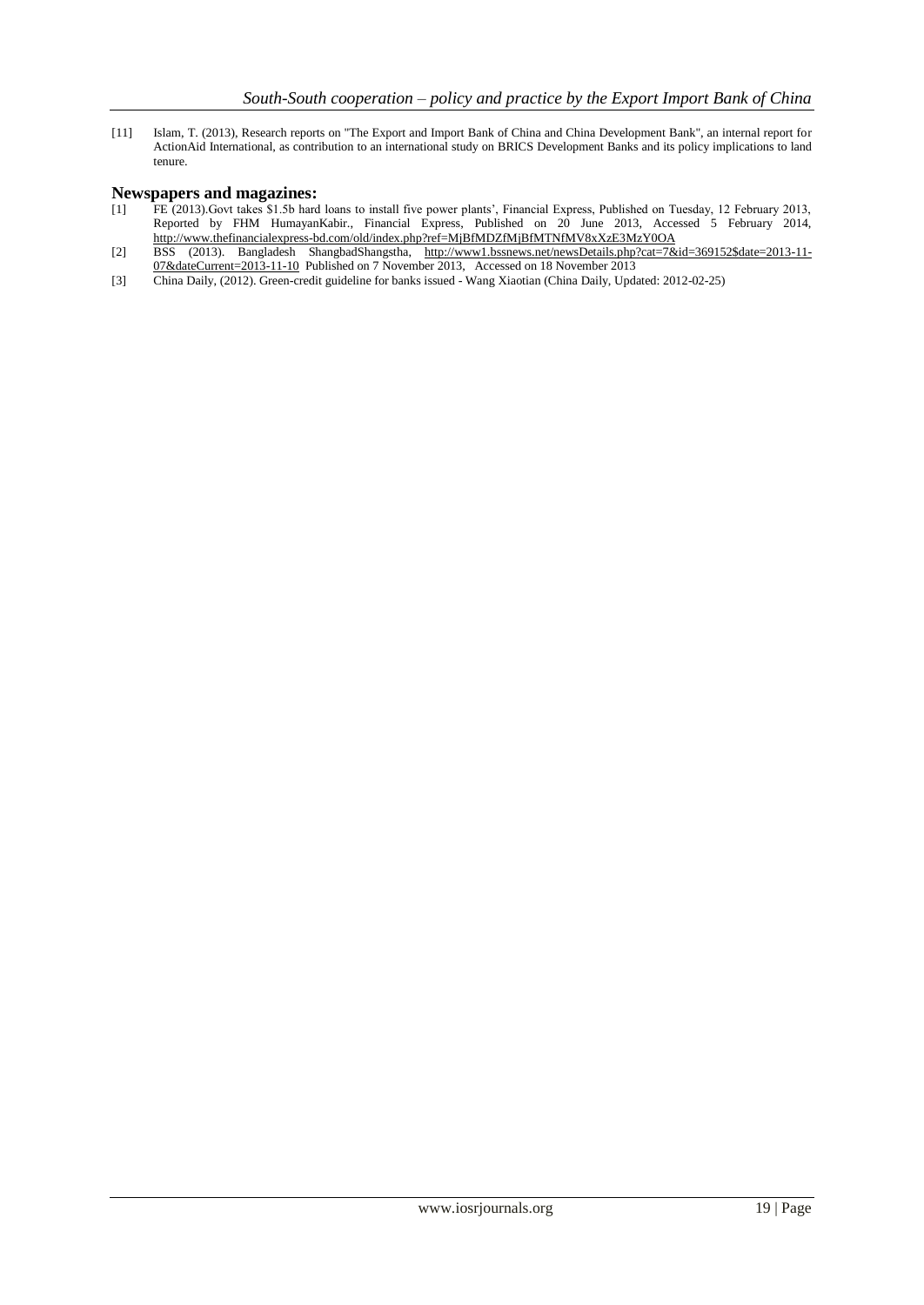[11] Islam, T. (2013), Research reports on "The Export and Import Bank of China and China Development Bank", an internal report for ActionAid International, as contribution to an international study on BRICS Development Banks and its policy implications to land tenure.

## Newspapers and magazines:

[1] FE (2013).Govt takes $1.5b hard loans to install five power plants', Financial Express, Published on Tuesday, 12 February 2013, Reported by FHM HumayanKabir., Financial Express, Published on 20 June 2013, Accessed 5 February 2014, http://www.thefinancialexpress-bd.com/old/index.php?ref=MjBfMDZfMjBfMTNfMV8xXzE3MzY0OA

[2] BSS (2013). Bangladesh ShangbadShangstha, http://www1.bssnews.net/newsDetails.php?cat=7&id=369152$date=2013-11-07&dateCurrent=2013-11-10 Published on 7 November 2013, Accessed on 18 November 2013

[3] China Daily, (2012). Green-credit guideline for banks issued - Wang Xiaotian (China Daily, Updated: 2012-02-25)